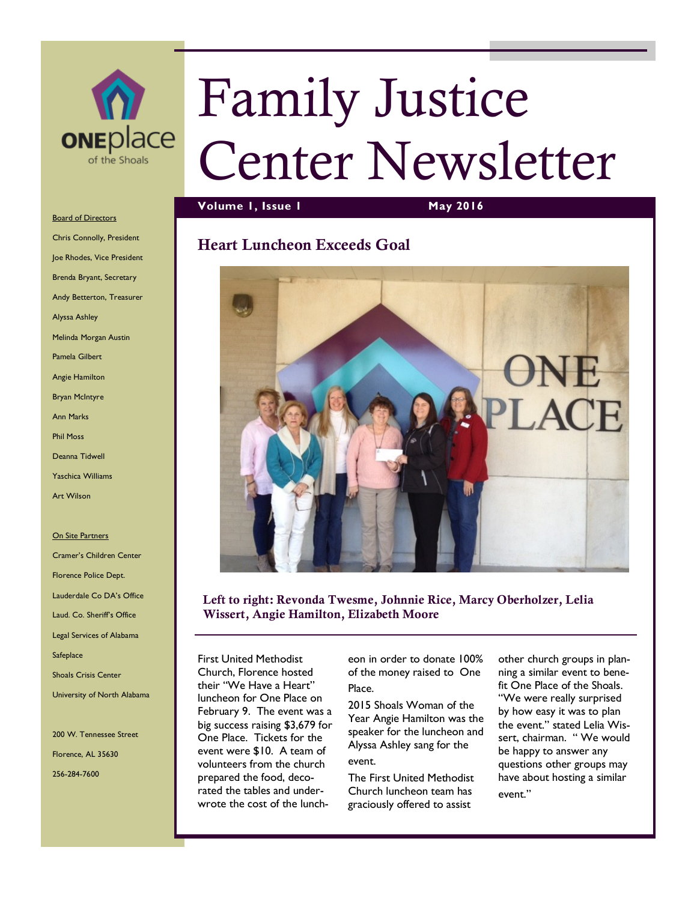# Family Justice Center Newsletter

**Volume 1, Issue 1** **May 2016**

## Heart Luncheon Exceeds Goal

**Left to right: Revonda Twesme, Johnnie Rice, Marcy Oberholzer, Lelia Wissert, Angie Hamilton, Elizabeth Moore**

First United Methodist Church, Florence hosted their "We Have a Heart" luncheon for One Place on February 9. The event was a big success raising $3,679 for One Place. Tickets for the event were $10. A team of volunteers from the church prepared the food, decorated the tables and underwrote the cost of the luncheon in order to donate 100% of the money raised to One Place.

2015 Shoals Woman of the Year Angie Hamilton was the speaker for the luncheon and Alyssa Ashley sang for the event.

The First United Methodist Church luncheon team has graciously offered to assist other church groups in planning a similar event to benefit One Place of the Shoals. "We were really surprised by how easy it was to plan the event." stated Lelia Wissert, chairman. " We would be happy to answer any questions other groups may have about hosting a similar event."

ONEplace of the Shoals

Board of Directors

- Chris Connolly, President
- Joe Rhodes, Vice President
- Brenda Bryant, Secretary
- Andy Betterton, Treasurer
- Alyssa Ashley
- Melinda Morgan Austin
- Pamela Gilbert
- Angie Hamilton
- Bryan McIntyre
- Ann Marks
- Phil Moss
- Deanna Tidwell
- Yaschica Williams
- Art Wilson

On Site Partners

- Cramer's Children Center
- Florence Police Dept.
- Lauderdale Co DA's Office
- Laud. Co. Sheriff's Office
- Legal Services of Alabama
- Safeplace
- Shoals Crisis Center
- University of North Alabama

200 W. Tennessee Street

Florence, AL 35630

256-284-7600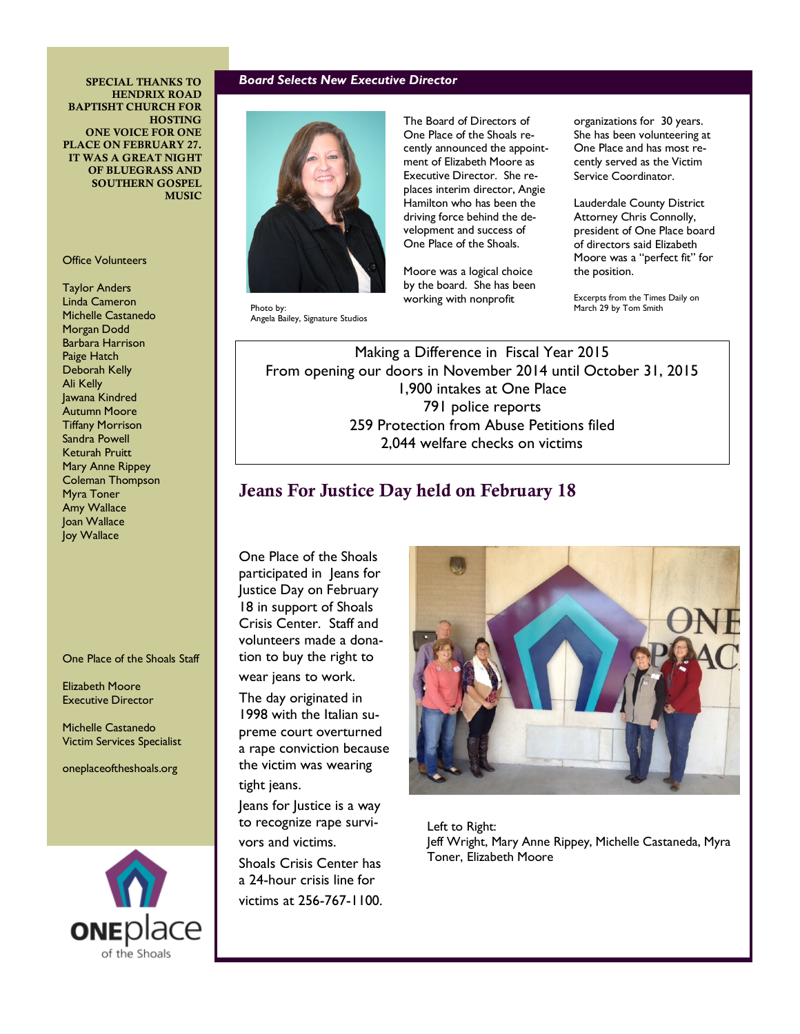**SPECIAL THANKS TO HENDRIX ROAD BAPTISHT CHURCH FOR HOSTING ONE VOICE FOR ONE PLACE ON FEBRUARY 27. IT WAS A GREAT NIGHT OF BLUEGRASS AND SOUTHERN GOSPEL MUSIC**

Office Volunteers

Taylor Anders
Linda Cameron
Michelle Castanedo
Morgan Dodd
Barbara Harrison
Paige Hatch
Deborah Kelly
Ali Kelly
Jawana Kindred
Autumn Moore
Tiffany Morrison
Sandra Powell
Keturah Pruitt
Mary Anne Rippey
Coleman Thompson
Myra Toner
Amy Wallace
Joan Wallace
Joy Wallace

One Place of the Shoals Staff

Elizabeth Moore
Executive Director

Michelle Castanedo
Victim Services Specialist

oneplaceoftheshoals.org

## *Board Selects New Executive Director*

Photo by:
Angela Bailey, Signature Studios

The Board of Directors of One Place of the Shoals recently announced the appointment of Elizabeth Moore as Executive Director. She replaces interim director, Angie Hamilton who has been the driving force behind the development and success of One Place of the Shoals.

Moore was a logical choice by the board. She has been working with nonprofit organizations for 30 years. She has been volunteering at One Place and has most recently served as the Victim Service Coordinator.

Lauderdale County District Attorney Chris Connolly, president of One Place board of directors said Elizabeth Moore was a "perfect fit" for the position.

Excerpts from the Times Daily on March 29 by Tom Smith

Making a Difference in Fiscal Year 2015
From opening our doors in November 2014 until October 31, 2015
1,900 intakes at One Place
791 police reports
259 Protection from Abuse Petitions filed
2,044 welfare checks on victims

## Jeans For Justice Day held on February 18

One Place of the Shoals participated in Jeans for Justice Day on February 18 in support of Shoals Crisis Center. Staff and volunteers made a donation to buy the right to wear jeans to work.

The day originated in 1998 with the Italian supreme court overturned a rape conviction because the victim was wearing tight jeans.

Jeans for Justice is a way to recognize rape survivors and victims.

Shoals Crisis Center has a 24-hour crisis line for victims at 256-767-1100.

Left to Right:
Jeff Wright, Mary Anne Rippey, Michelle Castaneda, Myra Toner, Elizabeth Moore